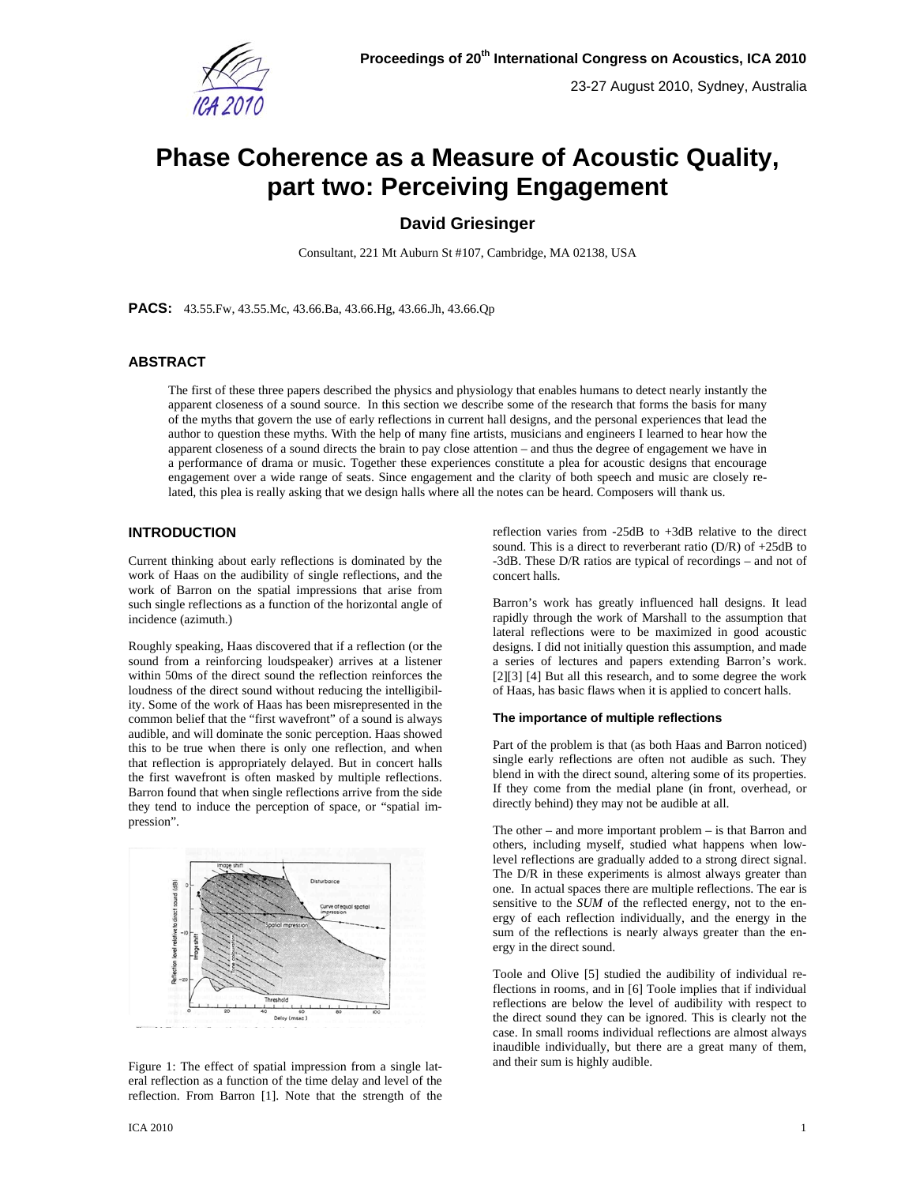# Phase Coherence as a Measure of Acoustic Quality, part two: Perceiving Engagement

**David Griesinger**

Consultant, 221 Mt Auburn St #107, Cambridge, MA 02138, USA

**PACS:** 43.55.Fw, 43.55.Mc, 43.66.Ba, 43.66.Hg, 43.66.Jh, 43.66.Qp

## ABSTRACT

The first of these three papers described the physics and physiology that enables humans to detect nearly instantly the apparent closeness of a sound source. In this section we describe some of the research that forms the basis for many of the myths that govern the use of early reflections in current hall designs, and the personal experiences that lead the author to question these myths. With the help of many fine artists, musicians and engineers I learned to hear how the apparent closeness of a sound directs the brain to pay close attention – and thus the degree of engagement we have in a performance of drama or music. Together these experiences constitute a plea for acoustic designs that encourage engagement over a wide range of seats. Since engagement and the clarity of both speech and music are closely related, this plea is really asking that we design halls where all the notes can be heard. Composers will thank us.

## INTRODUCTION

Current thinking about early reflections is dominated by the work of Haas on the audibility of single reflections, and the work of Barron on the spatial impressions that arise from such single reflections as a function of the horizontal angle of incidence (azimuth.)

Roughly speaking, Haas discovered that if a reflection (or the sound from a reinforcing loudspeaker) arrives at a listener within 50ms of the direct sound the reflection reinforces the loudness of the direct sound without reducing the intelligibility. Some of the work of Haas has been misrepresented in the common belief that the "first wavefront" of a sound is always audible, and will dominate the sonic perception. Haas showed this to be true when there is only one reflection, and when that reflection is appropriately delayed. But in concert halls the first wavefront is often masked by multiple reflections. Barron found that when single reflections arrive from the side they tend to induce the perception of space, or "spatial impression".

Image shift
Disturbance
Curve of equal spatial impression
Spatial impression
Image shift
Tone colouration
Threshold
Reflection level relative to direct sound (dB)
Delay (msec)
0
-10
-20
0 20 40 60 80 100

Figure 1: The effect of spatial impression from a single lateral reflection as a function of the time delay and level of the reflection. From Barron [1]. Note that the strength of the reflection varies from -25dB to +3dB relative to the direct sound. This is a direct to reverberant ratio (D/R) of +25dB to -3dB. These D/R ratios are typical of recordings – and not of concert halls.

Barron's work has greatly influenced hall designs. It lead rapidly through the work of Marshall to the assumption that lateral reflections were to be maximized in good acoustic designs. I did not initially question this assumption, and made a series of lectures and papers extending Barron's work. [2][3] [4] But all this research, and to some degree the work of Haas, has basic flaws when it is applied to concert halls.

### The importance of multiple reflections

Part of the problem is that (as both Haas and Barron noticed) single early reflections are often not audible as such. They blend in with the direct sound, altering some of its properties. If they come from the medial plane (in front, overhead, or directly behind) they may not be audible at all.

The other – and more important problem – is that Barron and others, including myself, studied what happens when low-level reflections are gradually added to a strong direct signal. The D/R in these experiments is almost always greater than one. In actual spaces there are multiple reflections. The ear is sensitive to the *SUM* of the reflected energy, not to the energy of each reflection individually, and the energy in the sum of the reflections is nearly always greater than the energy in the direct sound.

Toole and Olive [5] studied the audibility of individual reflections in rooms, and in [6] Toole implies that if individual reflections are below the level of audibility with respect to the direct sound they can be ignored. This is clearly not the case. In small rooms individual reflections are almost always inaudible individually, but there are a great many of them, and their sum is highly audible.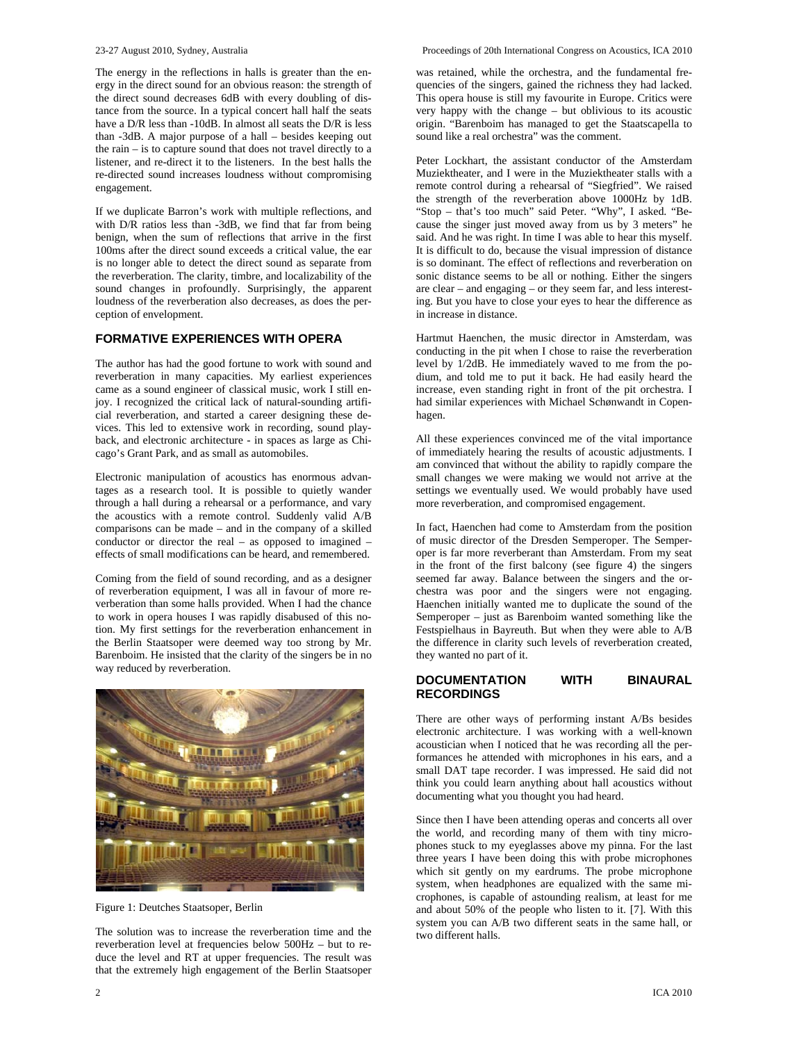The energy in the reflections in halls is greater than the energy in the direct sound for an obvious reason: the strength of the direct sound decreases 6dB with every doubling of distance from the source. In a typical concert hall half the seats have a D/R less than -10dB. In almost all seats the D/R is less than -3dB. A major purpose of a hall – besides keeping out the rain – is to capture sound that does not travel directly to a listener, and re-direct it to the listeners. In the best halls the re-directed sound increases loudness without compromising engagement.

If we duplicate Barron's work with multiple reflections, and with D/R ratios less than -3dB, we find that far from being benign, when the sum of reflections that arrive in the first 100ms after the direct sound exceeds a critical value, the ear is no longer able to detect the direct sound as separate from the reverberation. The clarity, timbre, and localizability of the sound changes in profoundly. Surprisingly, the apparent loudness of the reverberation also decreases, as does the perception of envelopment.

## FORMATIVE EXPERIENCES WITH OPERA

The author has had the good fortune to work with sound and reverberation in many capacities. My earliest experiences came as a sound engineer of classical music, work I still enjoy. I recognized the critical lack of natural-sounding artificial reverberation, and started a career designing these devices. This led to extensive work in recording, sound playback, and electronic architecture - in spaces as large as Chicago's Grant Park, and as small as automobiles.

Electronic manipulation of acoustics has enormous advantages as a research tool. It is possible to quietly wander through a hall during a rehearsal or a performance, and vary the acoustics with a remote control. Suddenly valid A/B comparisons can be made – and in the company of a skilled conductor or director the real – as opposed to imagined – effects of small modifications can be heard, and remembered.

Coming from the field of sound recording, and as a designer of reverberation equipment, I was all in favour of more reverberation than some halls provided. When I had the chance to work in opera houses I was rapidly disabused of this notion. My first settings for the reverberation enhancement in the Berlin Staatsoper were deemed way too strong by Mr. Barenboim. He insisted that the clarity of the singers be in no way reduced by reverberation.

Figure 1: Deutches Staatsoper, Berlin

The solution was to increase the reverberation time and the reverberation level at frequencies below 500Hz – but to reduce the level and RT at upper frequencies. The result was that the extremely high engagement of the Berlin Staatsoper was retained, while the orchestra, and the fundamental frequencies of the singers, gained the richness they had lacked. This opera house is still my favourite in Europe. Critics were very happy with the change – but oblivious to its acoustic origin. "Barenboim has managed to get the Staatscapella to sound like a real orchestra" was the comment.

Peter Lockhart, the assistant conductor of the Amsterdam Muziektheater, and I were in the Muziektheater stalls with a remote control during a rehearsal of "Siegfried". We raised the strength of the reverberation above 1000Hz by 1dB. "Stop – that's too much" said Peter. "Why", I asked. "Because the singer just moved away from us by 3 meters" he said. And he was right. In time I was able to hear this myself. It is difficult to do, because the visual impression of distance is so dominant. The effect of reflections and reverberation on sonic distance seems to be all or nothing. Either the singers are clear – and engaging – or they seem far, and less interesting. But you have to close your eyes to hear the difference as in increase in distance.

Hartmut Haenchen, the music director in Amsterdam, was conducting in the pit when I chose to raise the reverberation level by 1/2dB. He immediately waved to me from the podium, and told me to put it back. He had easily heard the increase, even standing right in front of the pit orchestra. I had similar experiences with Michael Schønwandt in Copenhagen.

All these experiences convinced me of the vital importance of immediately hearing the results of acoustic adjustments. I am convinced that without the ability to rapidly compare the small changes we were making we would not arrive at the settings we eventually used. We would probably have used more reverberation, and compromised engagement.

In fact, Haenchen had come to Amsterdam from the position of music director of the Dresden Semperoper. The Semperoper is far more reverberant than Amsterdam. From my seat in the front of the first balcony (see figure 4) the singers seemed far away. Balance between the singers and the orchestra was poor and the singers were not engaging. Haenchen initially wanted me to duplicate the sound of the Semperoper – just as Barenboim wanted something like the Festspielhaus in Bayreuth. But when they were able to A/B the difference in clarity such levels of reverberation created, they wanted no part of it.

## DOCUMENTATION WITH BINAURAL RECORDINGS

There are other ways of performing instant A/Bs besides electronic architecture. I was working with a well-known acoustician when I noticed that he was recording all the performances he attended with microphones in his ears, and a small DAT tape recorder. I was impressed. He said did not think you could learn anything about hall acoustics without documenting what you thought you had heard.

Since then I have been attending operas and concerts all over the world, and recording many of them with tiny microphones stuck to my eyeglasses above my pinna. For the last three years I have been doing this with probe microphones which sit gently on my eardrums. The probe microphone system, when headphones are equalized with the same microphones, is capable of astounding realism, at least for me and about 50% of the people who listen to it. [7]. With this system you can A/B two different seats in the same hall, or two different halls.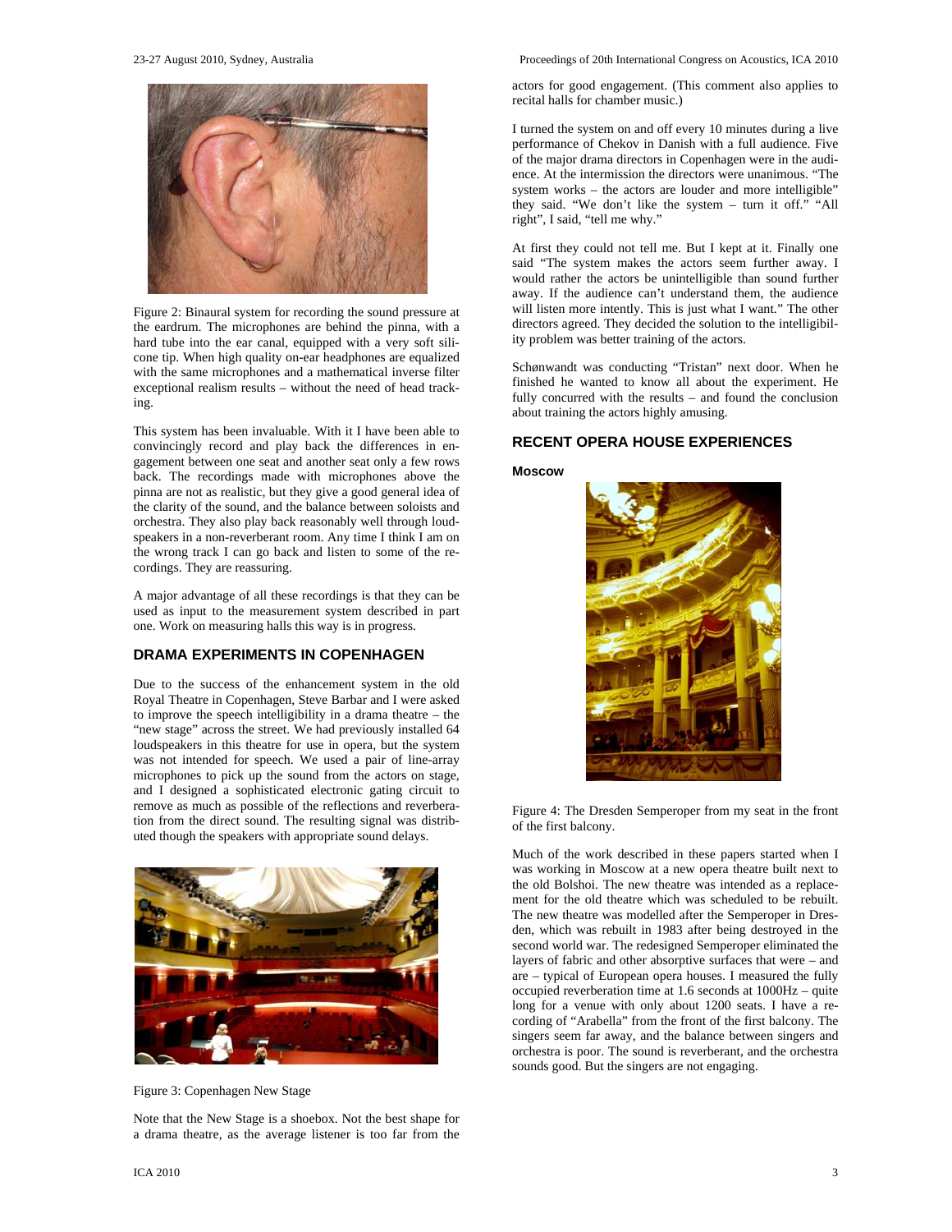Figure 2: Binaural system for recording the sound pressure at the eardrum. The microphones are behind the pinna, with a hard tube into the ear canal, equipped with a very soft silicone tip. When high quality on-ear headphones are equalized with the same microphones and a mathematical inverse filter exceptional realism results – without the need of head tracking.

This system has been invaluable. With it I have been able to convincingly record and play back the differences in engagement between one seat and another seat only a few rows back. The recordings made with microphones above the pinna are not as realistic, but they give a good general idea of the clarity of the sound, and the balance between soloists and orchestra. They also play back reasonably well through loudspeakers in a non-reverberant room. Any time I think I am on the wrong track I can go back and listen to some of the recordings. They are reassuring.

A major advantage of all these recordings is that they can be used as input to the measurement system described in part one. Work on measuring halls this way is in progress.

## DRAMA EXPERIMENTS IN COPENHAGEN

Due to the success of the enhancement system in the old Royal Theatre in Copenhagen, Steve Barbar and I were asked to improve the speech intelligibility in a drama theatre – the "new stage" across the street. We had previously installed 64 loudspeakers in this theatre for use in opera, but the system was not intended for speech. We used a pair of line-array microphones to pick up the sound from the actors on stage, and I designed a sophisticated electronic gating circuit to remove as much as possible of the reflections and reverberation from the direct sound. The resulting signal was distributed though the speakers with appropriate sound delays.

Figure 3: Copenhagen New Stage

Note that the New Stage is a shoebox. Not the best shape for a drama theatre, as the average listener is too far from the actors for good engagement. (This comment also applies to recital halls for chamber music.)

I turned the system on and off every 10 minutes during a live performance of Chekov in Danish with a full audience. Five of the major drama directors in Copenhagen were in the audience. At the intermission the directors were unanimous. "The system works – the actors are louder and more intelligible" they said. "We don't like the system – turn it off." "All right", I said, "tell me why."

At first they could not tell me. But I kept at it. Finally one said "The system makes the actors seem further away. I would rather the actors be unintelligible than sound further away. If the audience can't understand them, the audience will listen more intently. This is just what I want." The other directors agreed. They decided the solution to the intelligibility problem was better training of the actors.

Schønwandt was conducting "Tristan" next door. When he finished he wanted to know all about the experiment. He fully concurred with the results – and found the conclusion about training the actors highly amusing.

## RECENT OPERA HOUSE EXPERIENCES

### Moscow

Figure 4: The Dresden Semperoper from my seat in the front of the first balcony.

Much of the work described in these papers started when I was working in Moscow at a new opera theatre built next to the old Bolshoi. The new theatre was intended as a replacement for the old theatre which was scheduled to be rebuilt. The new theatre was modelled after the Semperoper in Dresden, which was rebuilt in 1983 after being destroyed in the second world war. The redesigned Semperoper eliminated the layers of fabric and other absorptive surfaces that were – and are – typical of European opera houses. I measured the fully occupied reverberation time at 1.6 seconds at 1000Hz – quite long for a venue with only about 1200 seats. I have a recording of "Arabella" from the front of the first balcony. The singers seem far away, and the balance between singers and orchestra is poor. The sound is reverberant, and the orchestra sounds good. But the singers are not engaging.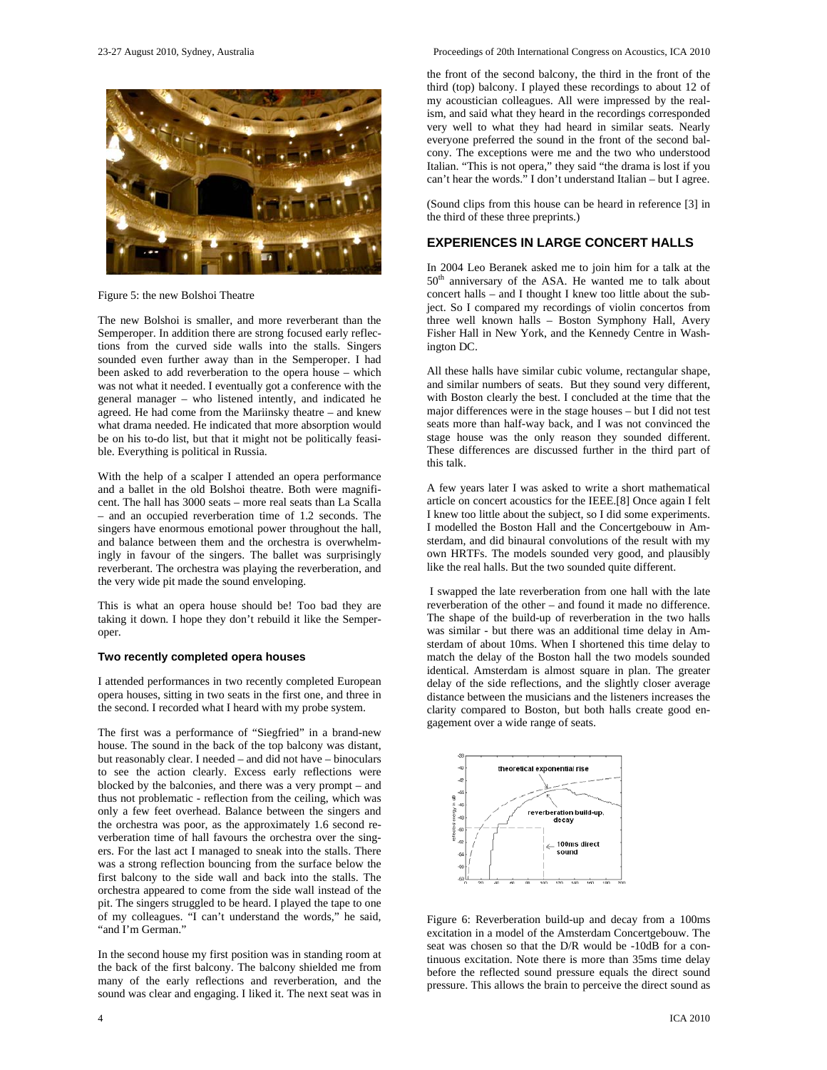Figure 5: the new Bolshoi Theatre

The new Bolshoi is smaller, and more reverberant than the Semperoper. In addition there are strong focused early reflections from the curved side walls into the stalls. Singers sounded even further away than in the Semperoper. I had been asked to add reverberation to the opera house – which was not what it needed. I eventually got a conference with the general manager – who listened intently, and indicated he agreed. He had come from the Mariinsky theatre – and knew what drama needed. He indicated that more absorption would be on his to-do list, but that it might not be politically feasible. Everything is political in Russia.

With the help of a scalper I attended an opera performance and a ballet in the old Bolshoi theatre. Both were magnificent. The hall has 3000 seats – more real seats than La Scalla – and an occupied reverberation time of 1.2 seconds. The singers have enormous emotional power throughout the hall, and balance between them and the orchestra is overwhelmingly in favour of the singers. The ballet was surprisingly reverberant. The orchestra was playing the reverberation, and the very wide pit made the sound enveloping.

This is what an opera house should be! Too bad they are taking it down. I hope they don't rebuild it like the Semperoper.

### Two recently completed opera houses

I attended performances in two recently completed European opera houses, sitting in two seats in the first one, and three in the second. I recorded what I heard with my probe system.

The first was a performance of "Siegfried" in a brand-new house. The sound in the back of the top balcony was distant, but reasonably clear. I needed – and did not have – binoculars to see the action clearly. Excess early reflections were blocked by the balconies, and there was a very prompt – and thus not problematic - reflection from the ceiling, which was only a few feet overhead. Balance between the singers and the orchestra was poor, as the approximately 1.6 second reverberation time of hall favours the orchestra over the singers. For the last act I managed to sneak into the stalls. There was a strong reflection bouncing from the surface below the first balcony to the side wall and back into the stalls. The orchestra appeared to come from the side wall instead of the pit. The singers struggled to be heard. I played the tape to one of my colleagues. "I can't understand the words," he said, "and I'm German."

In the second house my first position was in standing room at the back of the first balcony. The balcony shielded me from many of the early reflections and reverberation, and the sound was clear and engaging. I liked it. The next seat was in the front of the second balcony, the third in the front of the third (top) balcony. I played these recordings to about 12 of my acoustician colleagues. All were impressed by the realism, and said what they heard in the recordings corresponded very well to what they had heard in similar seats. Nearly everyone preferred the sound in the front of the second balcony. The exceptions were me and the two who understood Italian. "This is not opera," they said "the drama is lost if you can't hear the words." I don't understand Italian – but I agree.

(Sound clips from this house can be heard in reference [3] in the third of these three preprints.)

## EXPERIENCES IN LARGE CONCERT HALLS

In 2004 Leo Beranek asked me to join him for a talk at the 50th anniversary of the ASA. He wanted me to talk about concert halls – and I thought I knew too little about the subject. So I compared my recordings of violin concertos from three well known halls – Boston Symphony Hall, Avery Fisher Hall in New York, and the Kennedy Centre in Washington DC.

All these halls have similar cubic volume, rectangular shape, and similar numbers of seats. But they sound very different, with Boston clearly the best. I concluded at the time that the major differences were in the stage houses – but I did not test seats more than half-way back, and I was not convinced the stage house was the only reason they sounded different. These differences are discussed further in the third part of this talk.

A few years later I was asked to write a short mathematical article on concert acoustics for the IEEE.[8] Once again I felt I knew too little about the subject, so I did some experiments. I modelled the Boston Hall and the Concertgebouw in Amsterdam, and did binaural convolutions of the result with my own HRTFs. The models sounded very good, and plausibly like the real halls. But the two sounded quite different.

I swapped the late reverberation from one hall with the late reverberation of the other – and found it made no difference. The shape of the build-up of reverberation in the two halls was similar - but there was an additional time delay in Amsterdam of about 10ms. When I shortened this time delay to match the delay of the Boston hall the two models sounded identical. Amsterdam is almost square in plan. The greater delay of the side reflections, and the slightly closer average distance between the musicians and the listeners increases the clarity compared to Boston, but both halls create good engagement over a wide range of seats.

theoretical exponential rise
reverberation build-up, decay
100ms direct sound
reflected energy in dB

Figure 6: Reverberation build-up and decay from a 100ms excitation in a model of the Amsterdam Concertgebouw. The seat was chosen so that the D/R would be -10dB for a continuous excitation. Note there is more than 35ms time delay before the reflected sound pressure equals the direct sound pressure. This allows the brain to perceive the direct sound as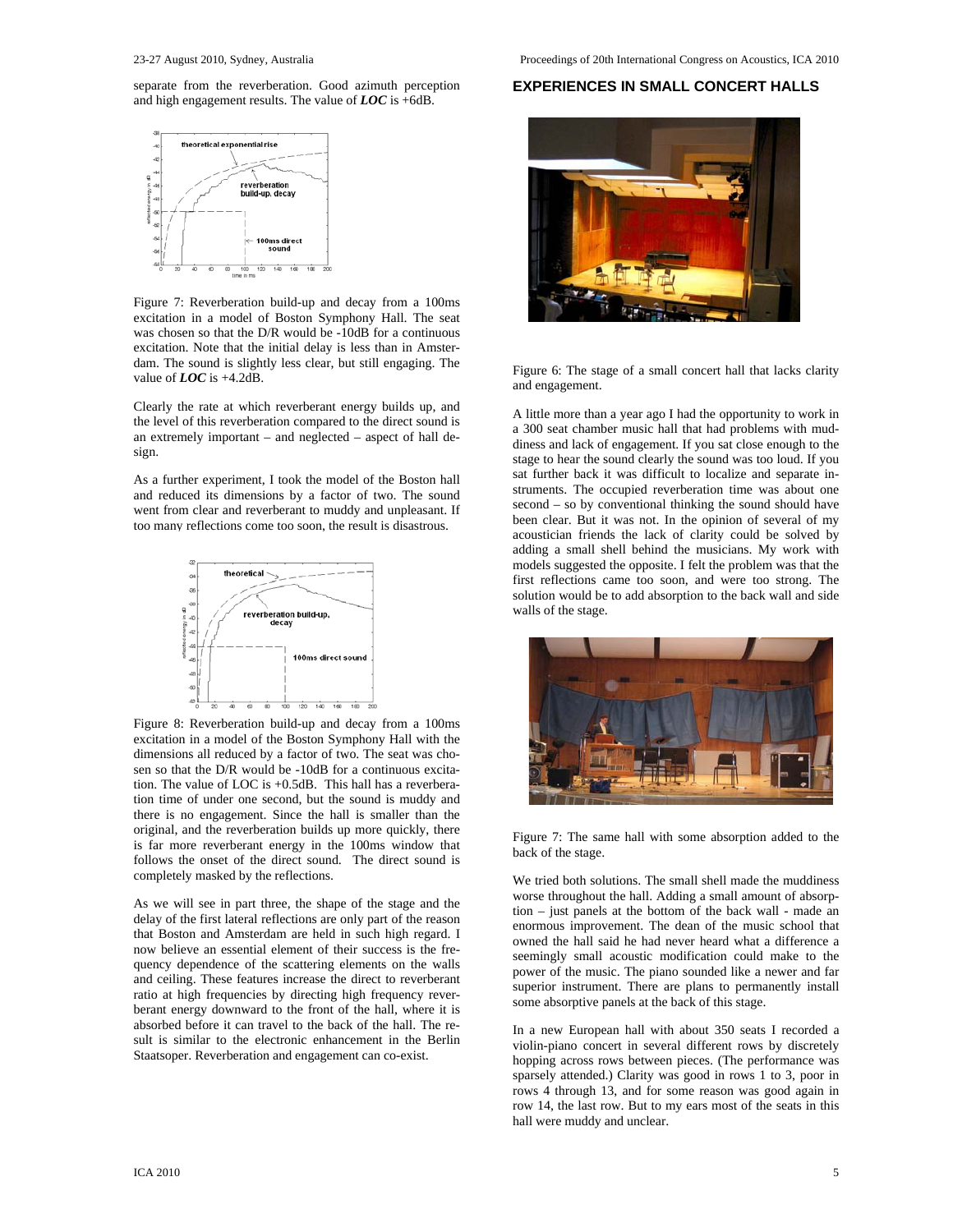separate from the reverberation. Good azimuth perception and high engagement results. The value of ***LOC*** is +6dB.

theoretical exponential rise

reverberation build-up, decay

100ms direct sound

time in ms

reflected energy in dB

Figure 7: Reverberation build-up and decay from a 100ms excitation in a model of Boston Symphony Hall. The seat was chosen so that the D/R would be -10dB for a continuous excitation. Note that the initial delay is less than in Amsterdam. The sound is slightly less clear, but still engaging. The value of ***LOC*** is +4.2dB.

Clearly the rate at which reverberant energy builds up, and the level of this reverberation compared to the direct sound is an extremely important – and neglected – aspect of hall design.

As a further experiment, I took the model of the Boston hall and reduced its dimensions by a factor of two. The sound went from clear and reverberant to muddy and unpleasant. If too many reflections come too soon, the result is disastrous.

theoretical

reverberation build-up, decay

100ms direct sound

reflected energy in dB

Figure 8: Reverberation build-up and decay from a 100ms excitation in a model of the Boston Symphony Hall with the dimensions all reduced by a factor of two. The seat was chosen so that the D/R would be -10dB for a continuous excitation. The value of LOC is +0.5dB. This hall has a reverberation time of under one second, but the sound is muddy and there is no engagement. Since the hall is smaller than the original, and the reverberation builds up more quickly, there is far more reverberant energy in the 100ms window that follows the onset of the direct sound. The direct sound is completely masked by the reflections.

As we will see in part three, the shape of the stage and the delay of the first lateral reflections are only part of the reason that Boston and Amsterdam are held in such high regard. I now believe an essential element of their success is the frequency dependence of the scattering elements on the walls and ceiling. These features increase the direct to reverberant ratio at high frequencies by directing high frequency reverberant energy downward to the front of the hall, where it is absorbed before it can travel to the back of the hall. The result is similar to the electronic enhancement in the Berlin Staatsoper. Reverberation and engagement can co-exist.

## EXPERIENCES IN SMALL CONCERT HALLS

Figure 6: The stage of a small concert hall that lacks clarity and engagement.

A little more than a year ago I had the opportunity to work in a 300 seat chamber music hall that had problems with muddiness and lack of engagement. If you sat close enough to the stage to hear the sound clearly the sound was too loud. If you sat further back it was difficult to localize and separate instruments. The occupied reverberation time was about one second – so by conventional thinking the sound should have been clear. But it was not. In the opinion of several of my acoustician friends the lack of clarity could be solved by adding a small shell behind the musicians. My work with models suggested the opposite. I felt the problem was that the first reflections came too soon, and were too strong. The solution would be to add absorption to the back wall and side walls of the stage.

Figure 7: The same hall with some absorption added to the back of the stage.

We tried both solutions. The small shell made the muddiness worse throughout the hall. Adding a small amount of absorption – just panels at the bottom of the back wall - made an enormous improvement. The dean of the music school that owned the hall said he had never heard what a difference a seemingly small acoustic modification could make to the power of the music. The piano sounded like a newer and far superior instrument. There are plans to permanently install some absorptive panels at the back of this stage.

In a new European hall with about 350 seats I recorded a violin-piano concert in several different rows by discretely hopping across rows between pieces. (The performance was sparsely attended.) Clarity was good in rows 1 to 3, poor in rows 4 through 13, and for some reason was good again in row 14, the last row. But to my ears most of the seats in this hall were muddy and unclear.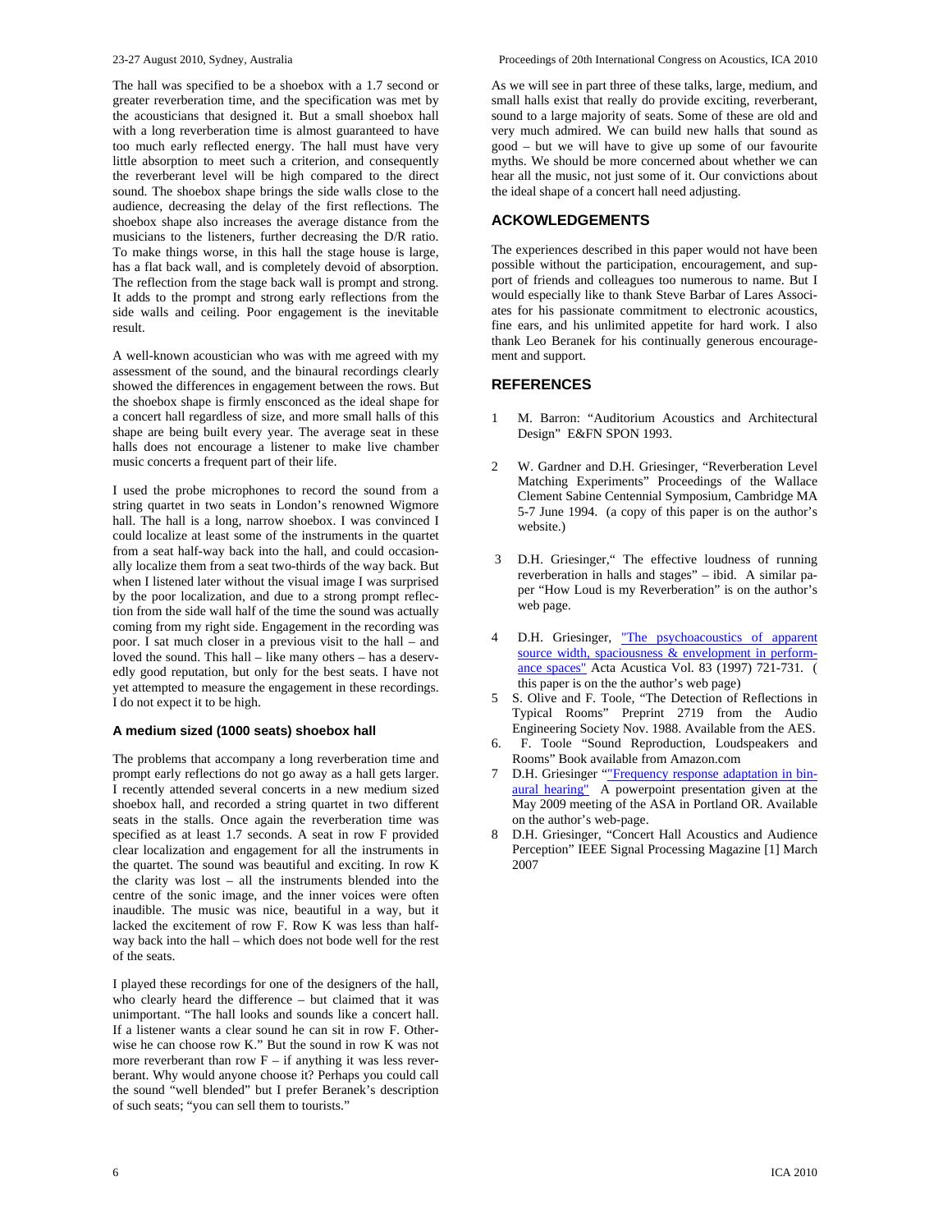The hall was specified to be a shoebox with a 1.7 second or greater reverberation time, and the specification was met by the acousticians that designed it. But a small shoebox hall with a long reverberation time is almost guaranteed to have too much early reflected energy. The hall must have very little absorption to meet such a criterion, and consequently the reverberant level will be high compared to the direct sound. The shoebox shape brings the side walls close to the audience, decreasing the delay of the first reflections. The shoebox shape also increases the average distance from the musicians to the listeners, further decreasing the D/R ratio. To make things worse, in this hall the stage house is large, has a flat back wall, and is completely devoid of absorption. The reflection from the stage back wall is prompt and strong. It adds to the prompt and strong early reflections from the side walls and ceiling. Poor engagement is the inevitable result.

A well-known acoustician who was with me agreed with my assessment of the sound, and the binaural recordings clearly showed the differences in engagement between the rows. But the shoebox shape is firmly ensconced as the ideal shape for a concert hall regardless of size, and more small halls of this shape are being built every year. The average seat in these halls does not encourage a listener to make live chamber music concerts a frequent part of their life.

I used the probe microphones to record the sound from a string quartet in two seats in London's renowned Wigmore hall. The hall is a long, narrow shoebox. I was convinced I could localize at least some of the instruments in the quartet from a seat half-way back into the hall, and could occasionally localize them from a seat two-thirds of the way back. But when I listened later without the visual image I was surprised by the poor localization, and due to a strong prompt reflection from the side wall half of the time the sound was actually coming from my right side. Engagement in the recording was poor. I sat much closer in a previous visit to the hall – and loved the sound. This hall – like many others – has a deservedly good reputation, but only for the best seats. I have not yet attempted to measure the engagement in these recordings. I do not expect it to be high.

### A medium sized (1000 seats) shoebox hall

The problems that accompany a long reverberation time and prompt early reflections do not go away as a hall gets larger. I recently attended several concerts in a new medium sized shoebox hall, and recorded a string quartet in two different seats in the stalls. Once again the reverberation time was specified as at least 1.7 seconds. A seat in row F provided clear localization and engagement for all the instruments in the quartet. The sound was beautiful and exciting. In row K the clarity was lost – all the instruments blended into the centre of the sonic image, and the inner voices were often inaudible. The music was nice, beautiful in a way, but it lacked the excitement of row F. Row K was less than half-way back into the hall – which does not bode well for the rest of the seats.

I played these recordings for one of the designers of the hall, who clearly heard the difference – but claimed that it was unimportant. "The hall looks and sounds like a concert hall. If a listener wants a clear sound he can sit in row F. Otherwise he can choose row K." But the sound in row K was not more reverberant than row F – if anything it was less reverberant. Why would anyone choose it? Perhaps you could call the sound "well blended" but I prefer Beranek's description of such seats; "you can sell them to tourists."

As we will see in part three of these talks, large, medium, and small halls exist that really do provide exciting, reverberant, sound to a large majority of seats. Some of these are old and very much admired. We can build new halls that sound as good – but we will have to give up some of our favourite myths. We should be more concerned about whether we can hear all the music, not just some of it. Our convictions about the ideal shape of a concert hall need adjusting.

## ACKOWLEDGEMENTS

The experiences described in this paper would not have been possible without the participation, encouragement, and support of friends and colleagues too numerous to name. But I would especially like to thank Steve Barbar of Lares Associates for his passionate commitment to electronic acoustics, fine ears, and his unlimited appetite for hard work. I also thank Leo Beranek for his continually generous encouragement and support.

## REFERENCES

1. M. Barron: "Auditorium Acoustics and Architectural Design" E&FN SPON 1993.
2. W. Gardner and D.H. Griesinger, "Reverberation Level Matching Experiments" Proceedings of the Wallace Clement Sabine Centennial Symposium, Cambridge MA 5-7 June 1994. (a copy of this paper is on the author's website.)
3. D.H. Griesinger," The effective loudness of running reverberation in halls and stages" – ibid. A similar paper "How Loud is my Reverberation" is on the author's web page.
4. D.H. Griesinger, "The psychoacoustics of apparent source width, spaciousness & envelopment in performance spaces" Acta Acustica Vol. 83 (1997) 721-731. ( this paper is on the the author's web page)
5. S. Olive and F. Toole, "The Detection of Reflections in Typical Rooms" Preprint 2719 from the Audio Engineering Society Nov. 1988. Available from the AES.
6. F. Toole "Sound Reproduction, Loudspeakers and Rooms" Book available from Amazon.com
7. D.H. Griesinger ""Frequency response adaptation in binaural hearing" A powerpoint presentation given at the May 2009 meeting of the ASA in Portland OR. Available on the author's web-page.
8. D.H. Griesinger, "Concert Hall Acoustics and Audience Perception" IEEE Signal Processing Magazine [1] March 2007